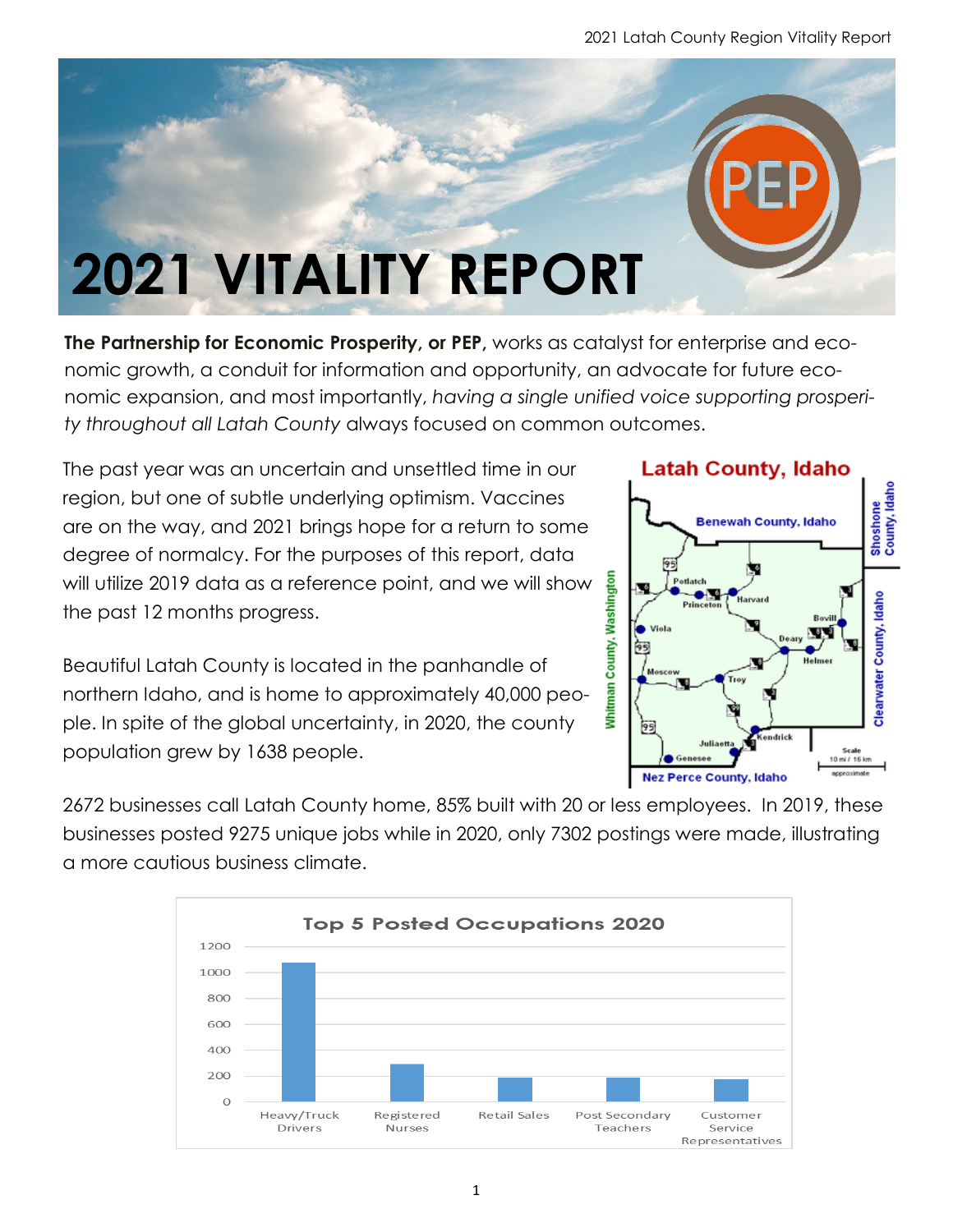# 2021 VITALITY REPORT

**The Partnership for Economic Prosperity, or PEP,** works as catalyst for enterprise and economic growth, a conduit for information and opportunity, an advocate for future economic expansion, and most importantly, *having a single unified voice supporting prosperity throughout all Latah County* always focused on common outcomes.

The past year was an uncertain and unsettled time in our region, but one of subtle underlying optimism. Vaccines are on the way, and 2021 brings hope for a return to some degree of normalcy. For the purposes of this report, data will utilize 2019 data as a reference point, and we will show the past 12 months progress.

Beautiful Latah County is located in the panhandle of northern Idaho, and is home to approximately 40,000 people. In spite of the global uncertainty, in 2020, the county population grew by 1638 people.

2672 businesses call Latah County home, 85% built with 20 or less employees. In 2019, these businesses posted 9275 unique jobs while in 2020, only 7302 postings were made, illustrating a more cautious business climate.

**Top 5 Posted Occupations 2020**

| Occupation | Postings (approx.) |
| --- | --- |
| Heavy/Truck Drivers | ~1080 |
| Registered Nurses | ~290 |
| Retail Sales | ~190 |
| Post Secondary Teachers | ~190 |
| Customer Service Representatives | ~175 |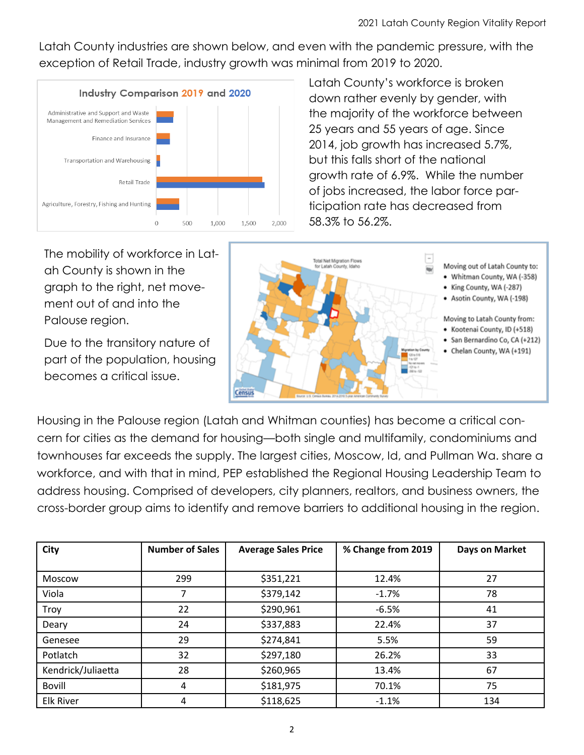Latah County industries are shown below, and even with the pandemic pressure, with the exception of Retail Trade, industry growth was minimal from 2019 to 2020.

**Industry Comparison 2019 and 2020**

Latah County's workforce is broken down rather evenly by gender, with the majority of the workforce between 25 years and 55 years of age. Since 2014, job growth has increased 5.7%, but this falls short of the national growth rate of 6.9%. While the number of jobs increased, the labor force participation rate has decreased from 58.3% to 56.2%.

The mobility of workforce in Latah County is shown in the graph to the right, net movement out of and into the Palouse region.

Due to the transitory nature of part of the population, housing becomes a critical issue.

Moving out of Latah County to:

- Whitman County, WA (-358)
- King County, WA (-287)
- Asotin County, WA (-198)

Moving to Latah County from:

- Kootenai County, ID (+518)
- San Bernardino Co, CA (+212)
- Chelan County, WA (+191)

Housing in the Palouse region (Latah and Whitman counties) has become a critical concern for cities as the demand for housing—both single and multifamily, condominiums and townhouses far exceeds the supply. The largest cities, Moscow, Id, and Pullman Wa. share a workforce, and with that in mind, PEP established the Regional Housing Leadership Team to address housing. Comprised of developers, city planners, realtors, and business owners, the cross-border group aims to identify and remove barriers to additional housing in the region.

| City | Number of Sales | Average Sales Price | % Change from 2019 | Days on Market |
|---|---|---|---|---|
| Moscow | 299 | $351,221 | 12.4% | 27 |
| Viola | 7 | $379,142 | -1.7% | 78 |
| Troy | 22 | $290,961 | -6.5% | 41 |
| Deary | 24 | $337,883 | 22.4% | 37 |
| Genesee | 29 | $274,841 | 5.5% | 59 |
| Potlatch | 32 | $297,180 | 26.2% | 33 |
| Kendrick/Juliaetta | 28 | $260,965 | 13.4% | 67 |
| Bovill | 4 | $181,975 | 70.1% | 75 |
| Elk River | 4 | $118,625 | -1.1% | 134 |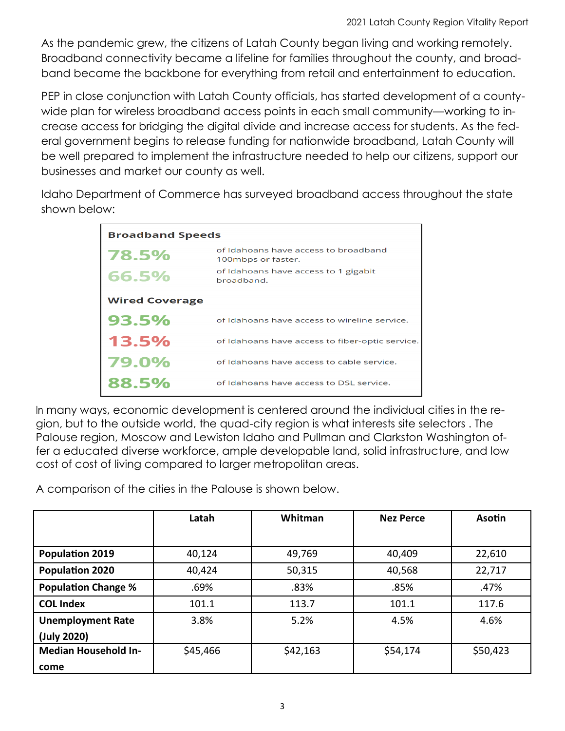As the pandemic grew, the citizens of Latah County began living and working remotely. Broadband connectivity became a lifeline for families throughout the county, and broadband became the backbone for everything from retail and entertainment to education.

PEP in close conjunction with Latah County officials, has started development of a county-wide plan for wireless broadband access points in each small community—working to increase access for bridging the digital divide and increase access for students. As the federal government begins to release funding for nationwide broadband, Latah County will be well prepared to implement the infrastructure needed to help our citizens, support our businesses and market our county as well.

Idaho Department of Commerce has surveyed broadband access throughout the state shown below:

**Broadband Speeds**

| | |
|---|---|
| 78.5% | of Idahoans have access to broadband 100mbps or faster. |
| 66.5% | of Idahoans have access to 1 gigabit broadband. |

**Wired Coverage**

| | |
|---|---|
| 93.5% | of Idahoans have access to wireline service. |
| 13.5% | of Idahoans have access to fiber-optic service. |
| 79.0% | of Idahoans have access to cable service. |
| 88.5% | of Idahoans have access to DSL service. |

In many ways, economic development is centered around the individual cities in the region, but to the outside world, the quad-city region is what interests site selectors . The Palouse region, Moscow and Lewiston Idaho and Pullman and Clarkston Washington offer a educated diverse workforce, ample developable land, solid infrastructure, and low cost of cost of living compared to larger metropolitan areas.

A comparison of the cities in the Palouse is shown below.

| | Latah | Whitman | Nez Perce | Asotin |
|---|---|---|---|---|
| **Population 2019** | 40,124 | 49,769 | 40,409 | 22,610 |
| **Population 2020** | 40,424 | 50,315 | 40,568 | 22,717 |
| **Population Change %** | .69% | .83% | .85% | .47% |
| **COL Index** | 101.1 | 113.7 | 101.1 | 117.6 |
| **Unemployment Rate (July 2020)** | 3.8% | 5.2% | 4.5% | 4.6% |
| **Median Household Income** | $45,466 | $42,163 | $54,174 | $50,423 |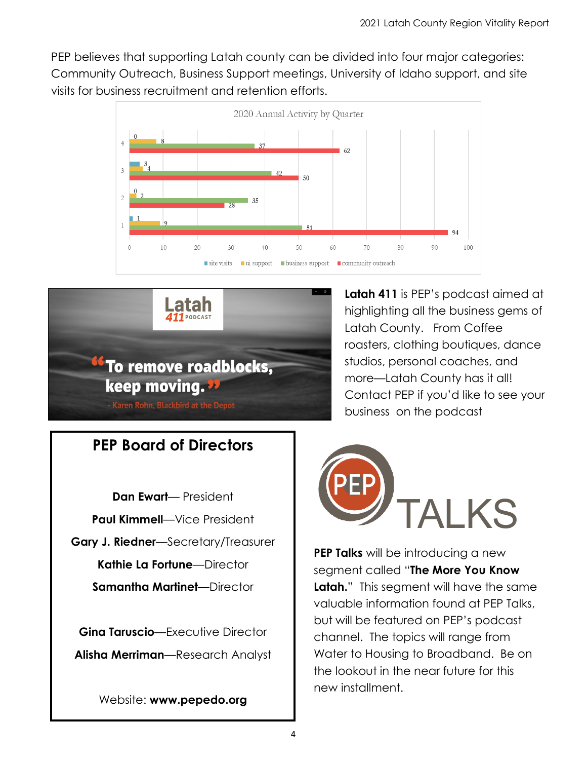PEP believes that supporting Latah county can be divided into four major categories: Community Outreach, Business Support meetings, University of Idaho support, and site visits for business recruitment and retention efforts.

2020 Annual Activity by Quarter

4: 0, 8, 37, 62
3: 3, 4, 42, 50
2: 0, 2, 35, 28
1: 1, 9, 51, 94

0 10 20 30 40 50 60 70 80 90 100

site visits | ui support | business support | community outreach

Latah 411 PODCAST

"To remove roadblocks, keep moving."

- Karen Rohn, Blackbird at the Depot

**Latah 411** is PEP's podcast aimed at highlighting all the business gems of Latah County. From Coffee roasters, clothing boutiques, dance studios, personal coaches, and more—Latah County has it all! Contact PEP if you'd like to see your business on the podcast

## PEP Board of Directors

**Dan Ewart**— President

**Paul Kimmell**—Vice President

**Gary J. Riedner**—Secretary/Treasurer

**Kathie La Fortune**—Director

**Samantha Martinet**—Director

**Gina Taruscio**—Executive Director

**Alisha Merriman**—Research Analyst

Website: **www.pepedo.org**

PEP TALKS

**PEP Talks** will be introducing a new segment called "**The More You Know Latah.**" This segment will have the same valuable information found at PEP Talks, but will be featured on PEP's podcast channel. The topics will range from Water to Housing to Broadband. Be on the lookout in the near future for this new installment.